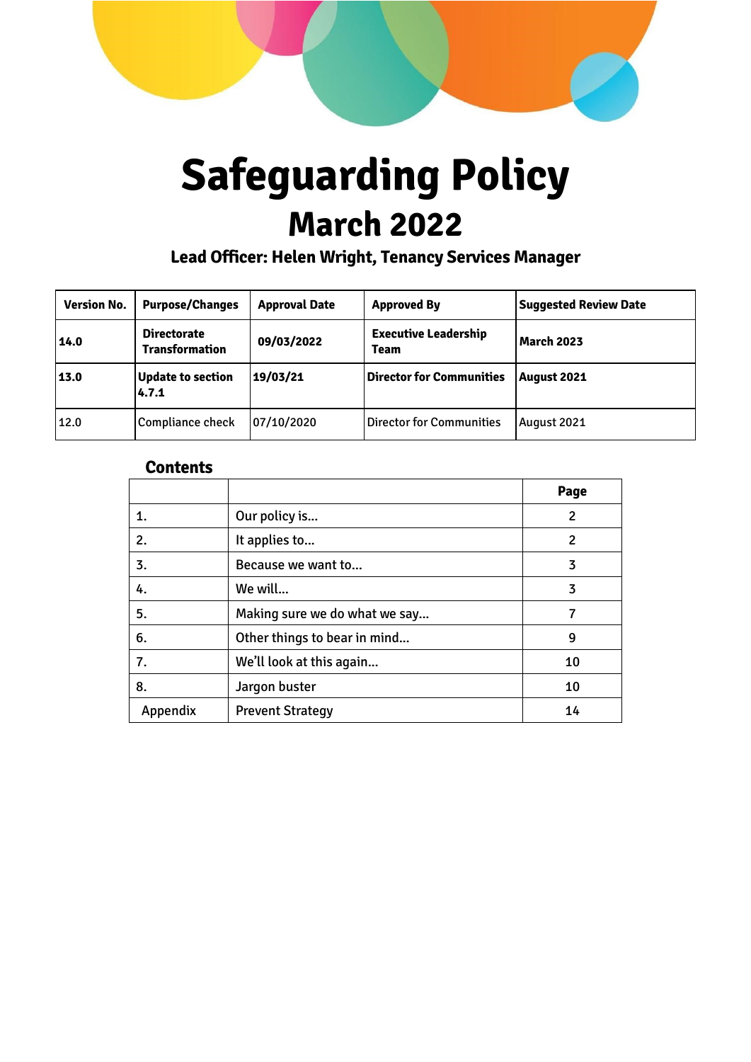# Safeguarding Policy

## March 2022

### Lead Officer: Helen Wright, Tenancy Services Manager

| Version No. | Purpose/Changes | Approval Date | Approved By | Suggested Review Date |
|---|---|---|---|---|
| **14.0** | **Directorate Transformation** | **09/03/2022** | **Executive Leadership Team** | **March 2023** |
| **13.0** | **Update to section 4.7.1** | **19/03/21** | **Director for Communities** | **August 2021** |
| 12.0 | Compliance check | 07/10/2020 | Director for Communities | August 2021 |

### Contents

| | | Page |
|---|---|---|
| 1. | Our policy is… | 2 |
| 2. | It applies to… | 2 |
| 3. | Because we want to… | 3 |
| 4. | We will… | 3 |
| 5. | Making sure we do what we say… | 7 |
| 6. | Other things to bear in mind… | 9 |
| 7. | We'll look at this again… | 10 |
| 8. | Jargon buster | 10 |
| Appendix | Prevent Strategy | 14 |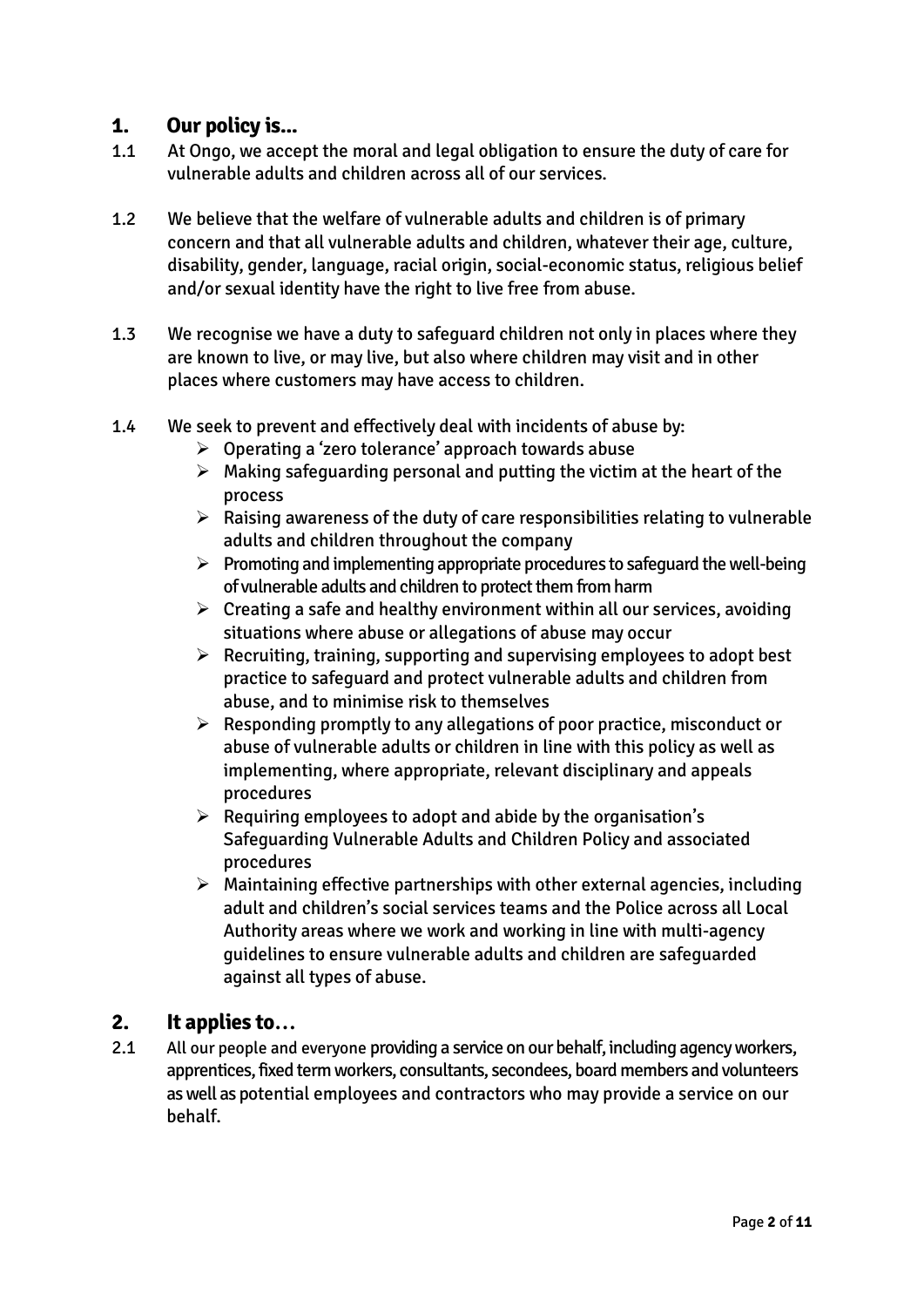## 1. Our policy is...

1.1 At Ongo, we accept the moral and legal obligation to ensure the duty of care for vulnerable adults and children across all of our services.

1.2 We believe that the welfare of vulnerable adults and children is of primary concern and that all vulnerable adults and children, whatever their age, culture, disability, gender, language, racial origin, social-economic status, religious belief and/or sexual identity have the right to live free from abuse.

1.3 We recognise we have a duty to safeguard children not only in places where they are known to live, or may live, but also where children may visit and in other places where customers may have access to children.

1.4 We seek to prevent and effectively deal with incidents of abuse by:

- Operating a 'zero tolerance' approach towards abuse
- Making safeguarding personal and putting the victim at the heart of the process
- Raising awareness of the duty of care responsibilities relating to vulnerable adults and children throughout the company
- Promoting and implementing appropriate procedures to safeguard the well-being of vulnerable adults and children to protect them from harm
- Creating a safe and healthy environment within all our services, avoiding situations where abuse or allegations of abuse may occur
- Recruiting, training, supporting and supervising employees to adopt best practice to safeguard and protect vulnerable adults and children from abuse, and to minimise risk to themselves
- Responding promptly to any allegations of poor practice, misconduct or abuse of vulnerable adults or children in line with this policy as well as implementing, where appropriate, relevant disciplinary and appeals procedures
- Requiring employees to adopt and abide by the organisation's Safeguarding Vulnerable Adults and Children Policy and associated procedures
- Maintaining effective partnerships with other external agencies, including adult and children's social services teams and the Police across all Local Authority areas where we work and working in line with multi-agency guidelines to ensure vulnerable adults and children are safeguarded against all types of abuse.

## 2. It applies to…

2.1 All our people and everyone providing a service on our behalf, including agency workers, apprentices, fixed term workers, consultants, secondees, board members and volunteers as well as potential employees and contractors who may provide a service on our behalf.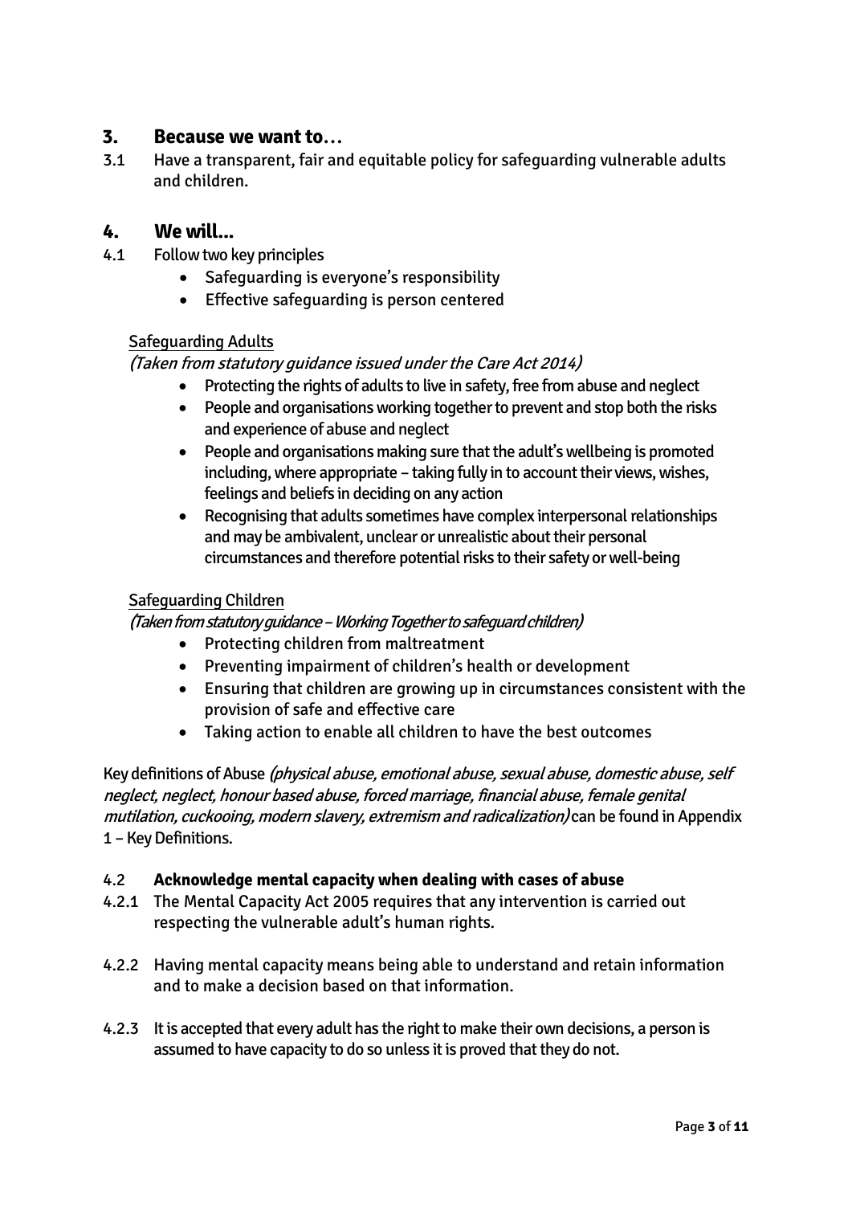## 3. Because we want to…

3.1 Have a transparent, fair and equitable policy for safeguarding vulnerable adults and children.

## 4. We will…

4.1 Follow two key principles

- Safeguarding is everyone's responsibility
- Effective safeguarding is person centered

Safeguarding Adults

*(Taken from statutory guidance issued under the Care Act 2014)*

- Protecting the rights of adults to live in safety, free from abuse and neglect
- People and organisations working together to prevent and stop both the risks and experience of abuse and neglect
- People and organisations making sure that the adult's wellbeing is promoted including, where appropriate – taking fully in to account their views, wishes, feelings and beliefs in deciding on any action
- Recognising that adults sometimes have complex interpersonal relationships and may be ambivalent, unclear or unrealistic about their personal circumstances and therefore potential risks to their safety or well-being

Safeguarding Children

*(Taken from statutory guidance – Working Together to safeguard children)*

- Protecting children from maltreatment
- Preventing impairment of children's health or development
- Ensuring that children are growing up in circumstances consistent with the provision of safe and effective care
- Taking action to enable all children to have the best outcomes

Key definitions of Abuse *(physical abuse, emotional abuse, sexual abuse, domestic abuse, self neglect, neglect, honour based abuse, forced marriage, financial abuse, female genital mutilation, cuckooing, modern slavery, extremism and radicalization)* can be found in Appendix 1 – Key Definitions.

4.2 **Acknowledge mental capacity when dealing with cases of abuse**

4.2.1 The Mental Capacity Act 2005 requires that any intervention is carried out respecting the vulnerable adult's human rights.

4.2.2 Having mental capacity means being able to understand and retain information and to make a decision based on that information.

4.2.3 It is accepted that every adult has the right to make their own decisions, a person is assumed to have capacity to do so unless it is proved that they do not.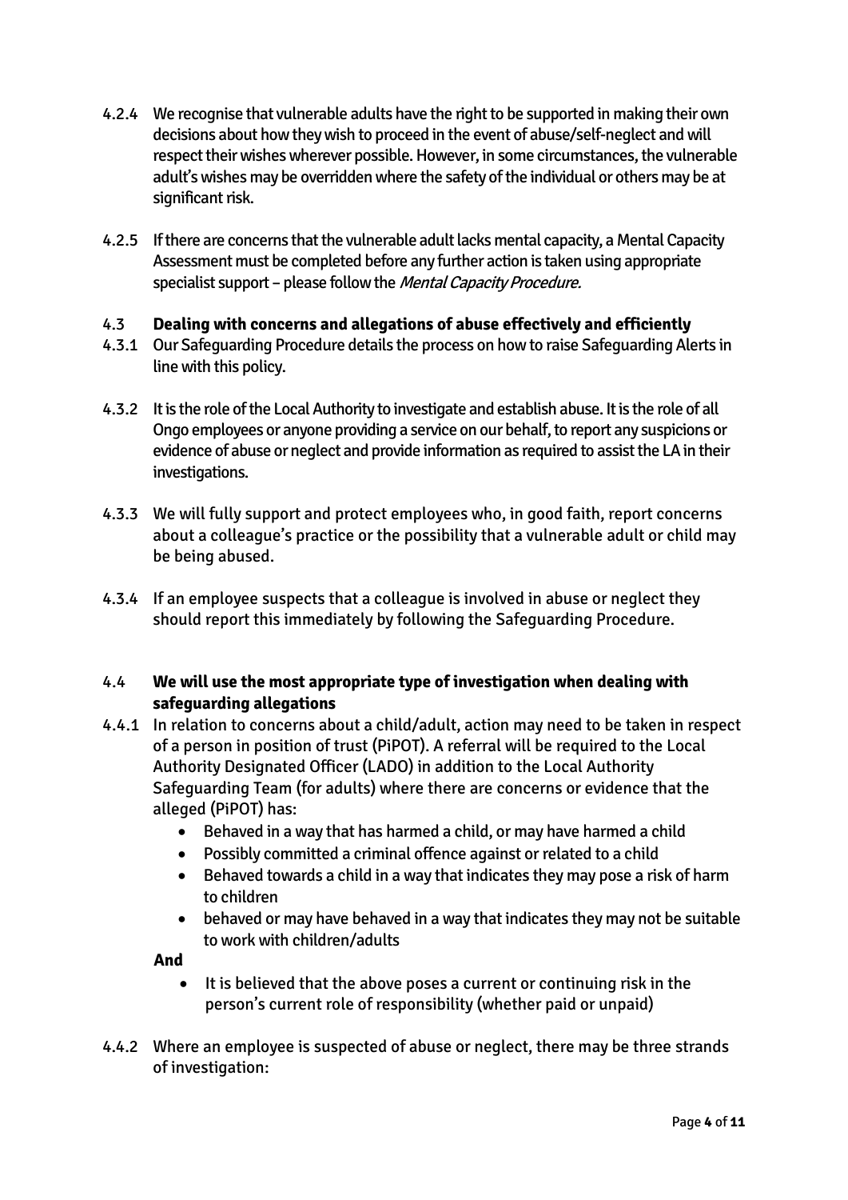4.2.4 We recognise that vulnerable adults have the right to be supported in making their own decisions about how they wish to proceed in the event of abuse/self-neglect and will respect their wishes wherever possible. However, in some circumstances, the vulnerable adult's wishes may be overridden where the safety of the individual or others may be at significant risk.

4.2.5 If there are concerns that the vulnerable adult lacks mental capacity, a Mental Capacity Assessment must be completed before any further action is taken using appropriate specialist support – please follow the *Mental Capacity Procedure.*

### 4.3 Dealing with concerns and allegations of abuse effectively and efficiently

4.3.1 Our Safeguarding Procedure details the process on how to raise Safeguarding Alerts in line with this policy.

4.3.2 It is the role of the Local Authority to investigate and establish abuse. It is the role of all Ongo employees or anyone providing a service on our behalf, to report any suspicions or evidence of abuse or neglect and provide information as required to assist the LA in their investigations.

4.3.3 We will fully support and protect employees who, in good faith, report concerns about a colleague's practice or the possibility that a vulnerable adult or child may be being abused.

4.3.4 If an employee suspects that a colleague is involved in abuse or neglect they should report this immediately by following the Safeguarding Procedure.

### 4.4 We will use the most appropriate type of investigation when dealing with safeguarding allegations

4.4.1 In relation to concerns about a child/adult, action may need to be taken in respect of a person in position of trust (PiPOT). A referral will be required to the Local Authority Designated Officer (LADO) in addition to the Local Authority Safeguarding Team (for adults) where there are concerns or evidence that the alleged (PiPOT) has:

- Behaved in a way that has harmed a child, or may have harmed a child
- Possibly committed a criminal offence against or related to a child
- Behaved towards a child in a way that indicates they may pose a risk of harm to children
- behaved or may have behaved in a way that indicates they may not be suitable to work with children/adults

**And**

- It is believed that the above poses a current or continuing risk in the person's current role of responsibility (whether paid or unpaid)

4.4.2 Where an employee is suspected of abuse or neglect, there may be three strands of investigation: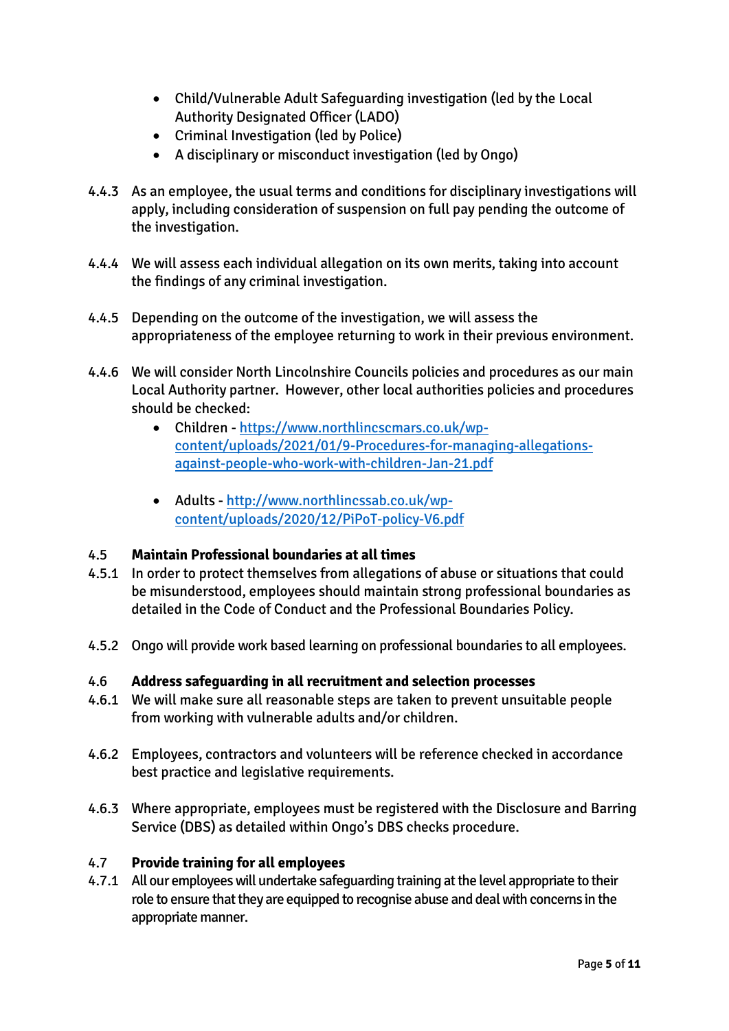- Child/Vulnerable Adult Safeguarding investigation (led by the Local Authority Designated Officer (LADO)
- Criminal Investigation (led by Police)
- A disciplinary or misconduct investigation (led by Ongo)

4.4.3 As an employee, the usual terms and conditions for disciplinary investigations will apply, including consideration of suspension on full pay pending the outcome of the investigation.

4.4.4 We will assess each individual allegation on its own merits, taking into account the findings of any criminal investigation.

4.4.5 Depending on the outcome of the investigation, we will assess the appropriateness of the employee returning to work in their previous environment.

4.4.6 We will consider North Lincolnshire Councils policies and procedures as our main Local Authority partner. However, other local authorities policies and procedures should be checked:

- Children - https://www.northlincscmars.co.uk/wp-content/uploads/2021/01/9-Procedures-for-managing-allegations-against-people-who-work-with-children-Jan-21.pdf

- Adults - http://www.northlincssab.co.uk/wp-content/uploads/2020/12/PiPoT-policy-V6.pdf

### 4.5 Maintain Professional boundaries at all times

4.5.1 In order to protect themselves from allegations of abuse or situations that could be misunderstood, employees should maintain strong professional boundaries as detailed in the Code of Conduct and the Professional Boundaries Policy.

4.5.2 Ongo will provide work based learning on professional boundaries to all employees.

### 4.6 Address safeguarding in all recruitment and selection processes

4.6.1 We will make sure all reasonable steps are taken to prevent unsuitable people from working with vulnerable adults and/or children.

4.6.2 Employees, contractors and volunteers will be reference checked in accordance best practice and legislative requirements.

4.6.3 Where appropriate, employees must be registered with the Disclosure and Barring Service (DBS) as detailed within Ongo's DBS checks procedure.

### 4.7 Provide training for all employees

4.7.1 All our employees will undertake safeguarding training at the level appropriate to their role to ensure that they are equipped to recognise abuse and deal with concerns in the appropriate manner.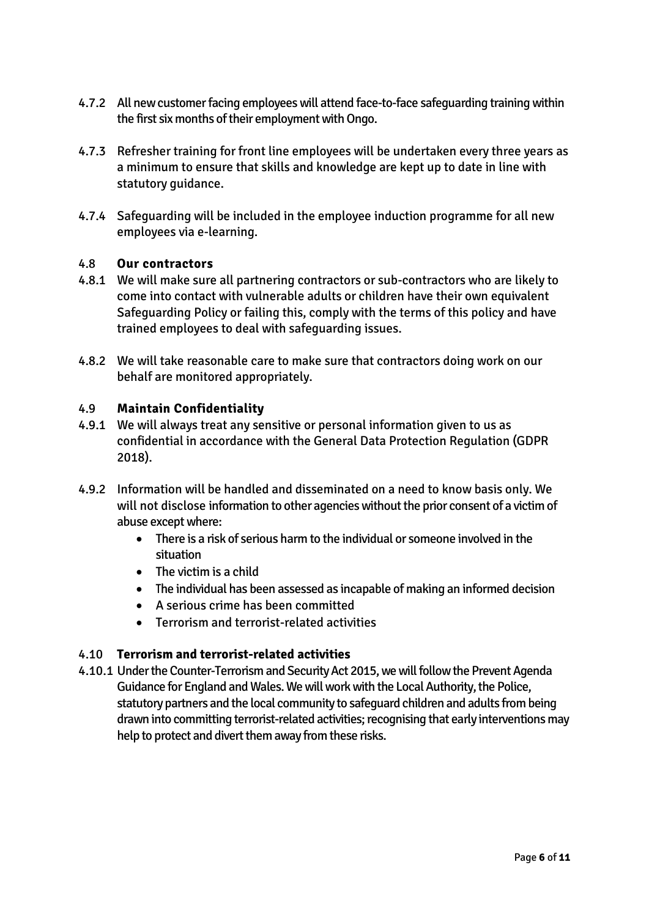4.7.2 All new customer facing employees will attend face-to-face safeguarding training within the first six months of their employment with Ongo.

4.7.3 Refresher training for front line employees will be undertaken every three years as a minimum to ensure that skills and knowledge are kept up to date in line with statutory guidance.

4.7.4 Safeguarding will be included in the employee induction programme for all new employees via e-learning.

### 4.8 **Our contractors**

4.8.1 We will make sure all partnering contractors or sub-contractors who are likely to come into contact with vulnerable adults or children have their own equivalent Safeguarding Policy or failing this, comply with the terms of this policy and have trained employees to deal with safeguarding issues.

4.8.2 We will take reasonable care to make sure that contractors doing work on our behalf are monitored appropriately.

### 4.9 **Maintain Confidentiality**

4.9.1 We will always treat any sensitive or personal information given to us as confidential in accordance with the General Data Protection Regulation (GDPR 2018).

4.9.2 Information will be handled and disseminated on a need to know basis only. We will not disclose information to other agencies without the prior consent of a victim of abuse except where:

- There is a risk of serious harm to the individual or someone involved in the situation
- The victim is a child
- The individual has been assessed as incapable of making an informed decision
- A serious crime has been committed
- Terrorism and terrorist-related activities

### 4.10 **Terrorism and terrorist-related activities**

4.10.1 Under the Counter-Terrorism and Security Act 2015, we will follow the Prevent Agenda Guidance for England and Wales. We will work with the Local Authority, the Police, statutory partners and the local community to safeguard children and adults from being drawn into committing terrorist-related activities; recognising that early interventions may help to protect and divert them away from these risks.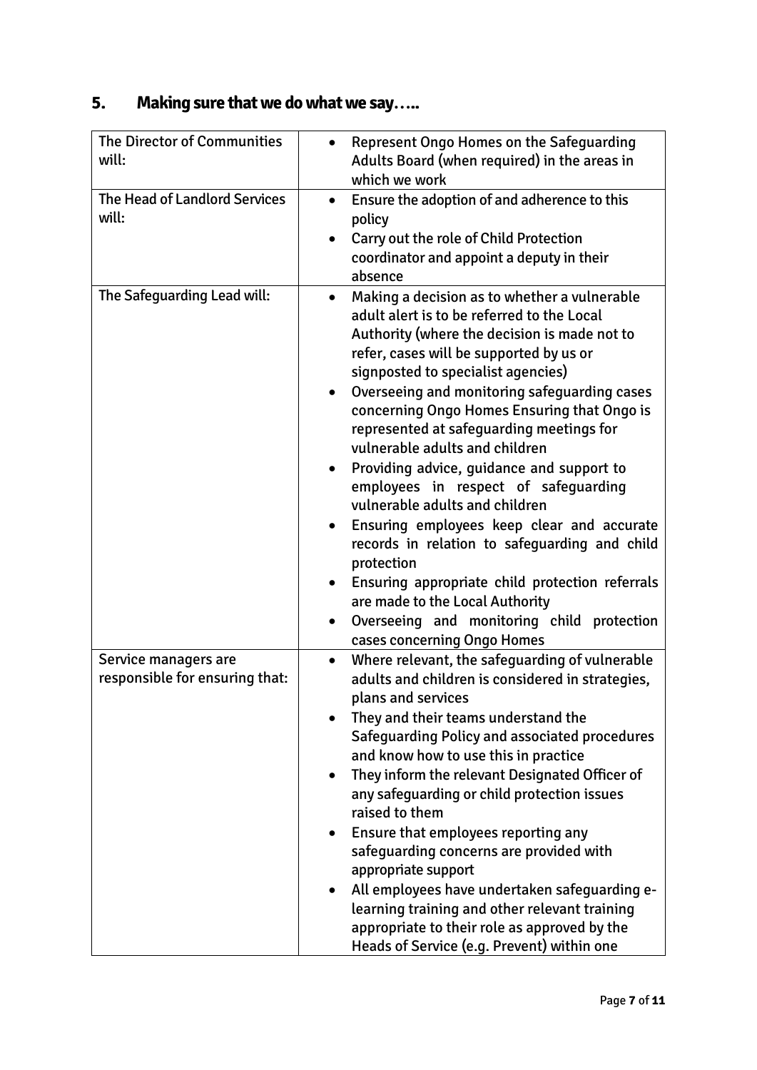## 5. Making sure that we do what we say…..

| | |
|---|---|
| The Director of Communities will: | • Represent Ongo Homes on the Safeguarding Adults Board (when required) in the areas in which we work |
| The Head of Landlord Services will: | • Ensure the adoption of and adherence to this policy<br>• Carry out the role of Child Protection coordinator and appoint a deputy in their absence |
| The Safeguarding Lead will: | • Making a decision as to whether a vulnerable adult alert is to be referred to the Local Authority (where the decision is made not to refer, cases will be supported by us or signposted to specialist agencies)<br>• Overseeing and monitoring safeguarding cases concerning Ongo Homes Ensuring that Ongo is represented at safeguarding meetings for vulnerable adults and children<br>• Providing advice, guidance and support to employees in respect of safeguarding vulnerable adults and children<br>• Ensuring employees keep clear and accurate records in relation to safeguarding and child protection<br>• Ensuring appropriate child protection referrals are made to the Local Authority<br>• Overseeing and monitoring child protection cases concerning Ongo Homes |
| Service managers are responsible for ensuring that: | • Where relevant, the safeguarding of vulnerable adults and children is considered in strategies, plans and services<br>• They and their teams understand the Safeguarding Policy and associated procedures and know how to use this in practice<br>• They inform the relevant Designated Officer of any safeguarding or child protection issues raised to them<br>• Ensure that employees reporting any safeguarding concerns are provided with appropriate support<br>• All employees have undertaken safeguarding e-learning training and other relevant training appropriate to their role as approved by the Heads of Service (e.g. Prevent) within one |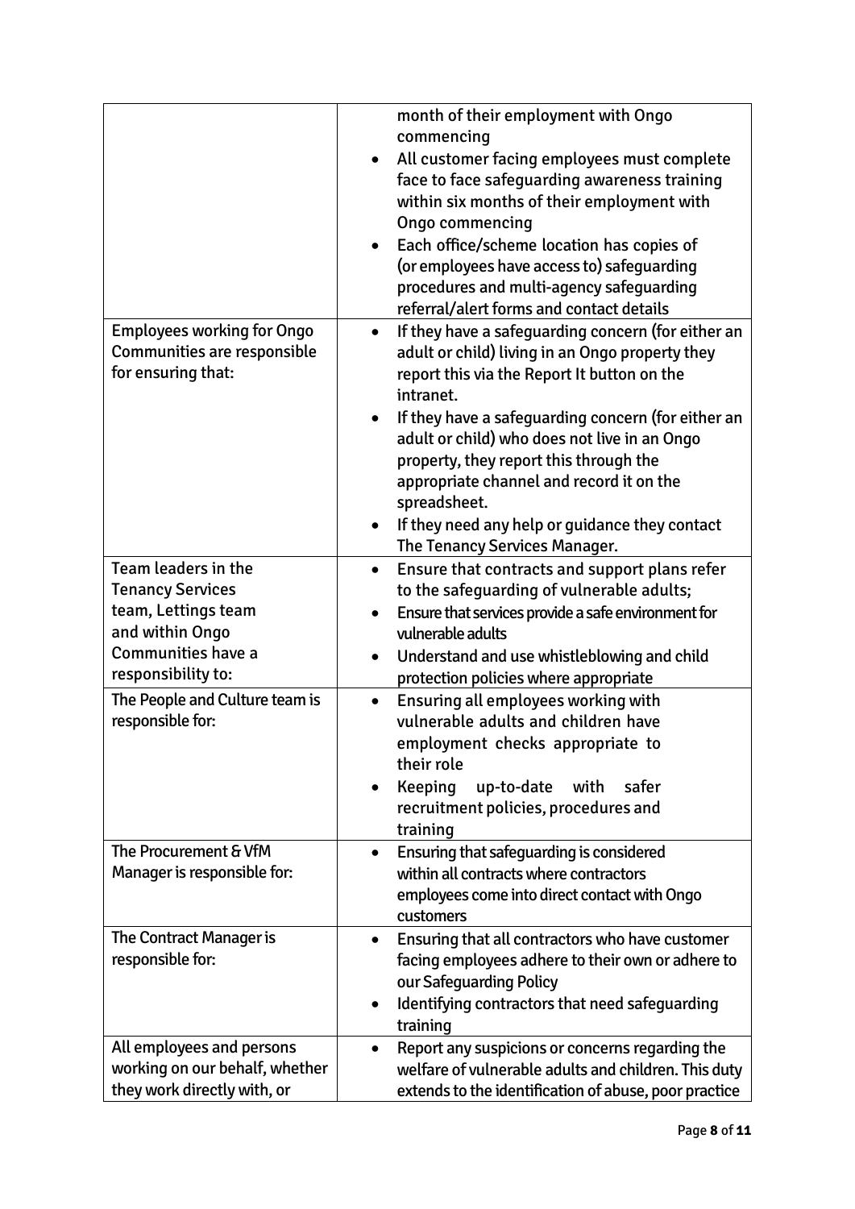| | |
|---|---|
| | • month of their employment with Ongo commencing<br>• All customer facing employees must complete face to face safeguarding awareness training within six months of their employment with Ongo commencing<br>• Each office/scheme location has copies of (or employees have access to) safeguarding procedures and multi-agency safeguarding referral/alert forms and contact details |
| Employees working for Ongo Communities are responsible for ensuring that: | • If they have a safeguarding concern (for either an adult or child) living in an Ongo property they report this via the Report It button on the intranet.<br>• If they have a safeguarding concern (for either an adult or child) who does not live in an Ongo property, they report this through the appropriate channel and record it on the spreadsheet.<br>• If they need any help or guidance they contact The Tenancy Services Manager. |
| Team leaders in the Tenancy Services team, Lettings team and within Ongo Communities have a responsibility to: | • Ensure that contracts and support plans refer to the safeguarding of vulnerable adults;<br>• Ensure that services provide a safe environment for vulnerable adults<br>• Understand and use whistleblowing and child protection policies where appropriate |
| The People and Culture team is responsible for: | • Ensuring all employees working with vulnerable adults and children have employment checks appropriate to their role<br>• Keeping up-to-date with safer recruitment policies, procedures and training |
| The Procurement & VfM Manager is responsible for: | • Ensuring that safeguarding is considered within all contracts where contractors employees come into direct contact with Ongo customers |
| The Contract Manager is responsible for: | • Ensuring that all contractors who have customer facing employees adhere to their own or adhere to our Safeguarding Policy<br>• Identifying contractors that need safeguarding training |
| All employees and persons working on our behalf, whether they work directly with, or | • Report any suspicions or concerns regarding the welfare of vulnerable adults and children. This duty extends to the identification of abuse, poor practice |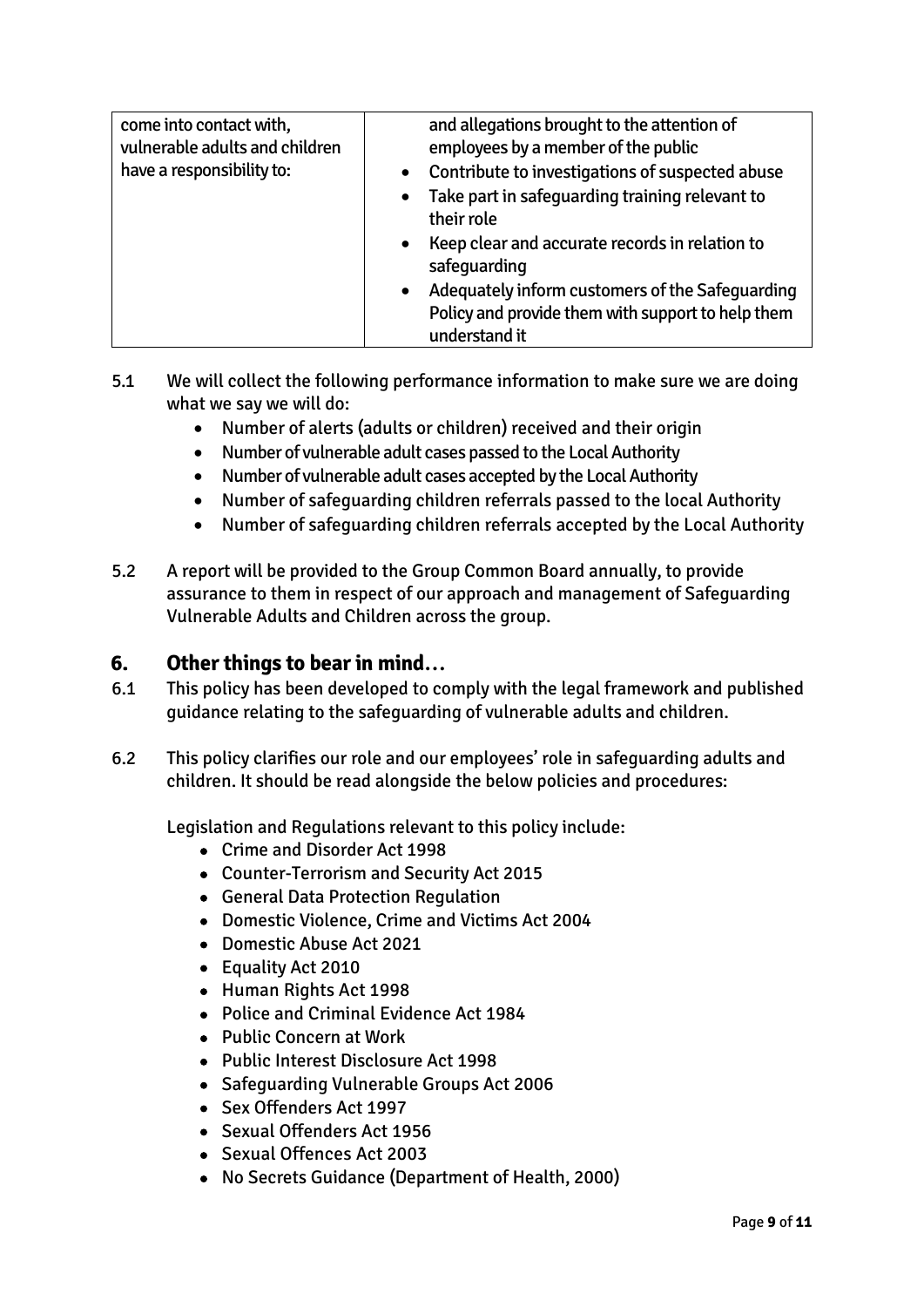| come into contact with, vulnerable adults and children have a responsibility to: | and allegations brought to the attention of employees by a member of the public<br>• Contribute to investigations of suspected abuse<br>• Take part in safeguarding training relevant to their role<br>• Keep clear and accurate records in relation to safeguarding<br>• Adequately inform customers of the Safeguarding Policy and provide them with support to help them understand it |
|---|---|

5.1 We will collect the following performance information to make sure we are doing what we say we will do:

- Number of alerts (adults or children) received and their origin
- Number of vulnerable adult cases passed to the Local Authority
- Number of vulnerable adult cases accepted by the Local Authority
- Number of safeguarding children referrals passed to the local Authority
- Number of safeguarding children referrals accepted by the Local Authority

5.2 A report will be provided to the Group Common Board annually, to provide assurance to them in respect of our approach and management of Safeguarding Vulnerable Adults and Children across the group.

## 6. Other things to bear in mind…

6.1 This policy has been developed to comply with the legal framework and published guidance relating to the safeguarding of vulnerable adults and children.

6.2 This policy clarifies our role and our employees' role in safeguarding adults and children. It should be read alongside the below policies and procedures:

Legislation and Regulations relevant to this policy include:

- Crime and Disorder Act 1998
- Counter-Terrorism and Security Act 2015
- General Data Protection Regulation
- Domestic Violence, Crime and Victims Act 2004
- Domestic Abuse Act 2021
- Equality Act 2010
- Human Rights Act 1998
- Police and Criminal Evidence Act 1984
- Public Concern at Work
- Public Interest Disclosure Act 1998
- Safeguarding Vulnerable Groups Act 2006
- Sex Offenders Act 1997
- Sexual Offenders Act 1956
- Sexual Offences Act 2003
- No Secrets Guidance (Department of Health, 2000)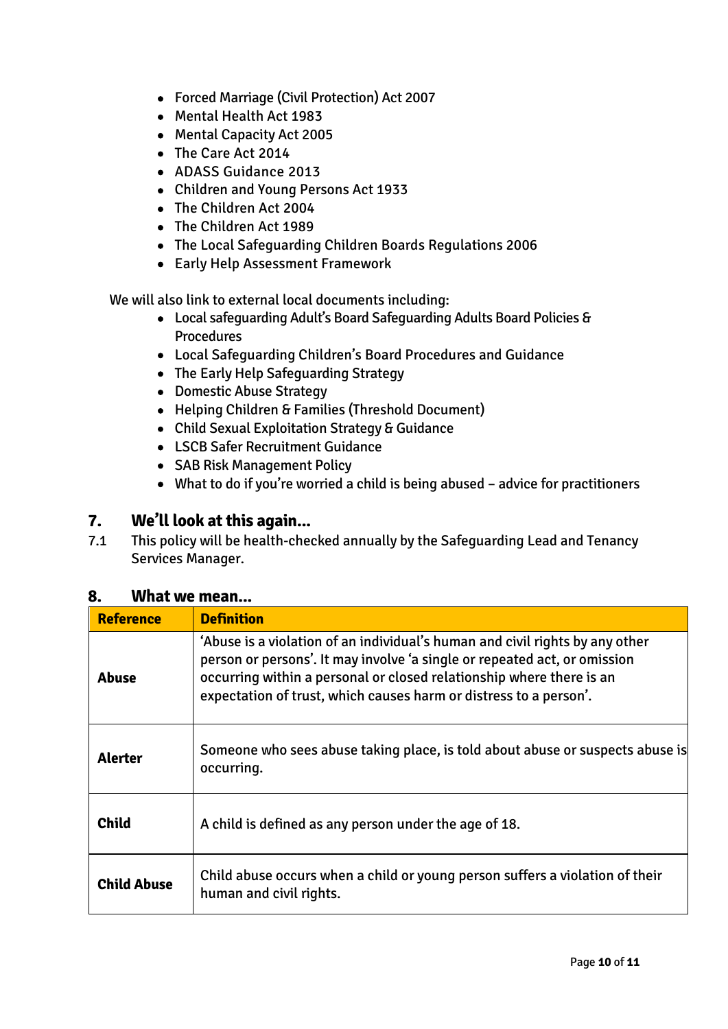- Forced Marriage (Civil Protection) Act 2007
- Mental Health Act 1983
- Mental Capacity Act 2005
- The Care Act 2014
- ADASS Guidance 2013
- Children and Young Persons Act 1933
- The Children Act 2004
- The Children Act 1989
- The Local Safeguarding Children Boards Regulations 2006
- Early Help Assessment Framework

We will also link to external local documents including:

- Local safeguarding Adult's Board Safeguarding Adults Board Policies & Procedures
- Local Safeguarding Children's Board Procedures and Guidance
- The Early Help Safeguarding Strategy
- Domestic Abuse Strategy
- Helping Children & Families (Threshold Document)
- Child Sexual Exploitation Strategy & Guidance
- LSCB Safer Recruitment Guidance
- SAB Risk Management Policy
- What to do if you're worried a child is being abused – advice for practitioners

## 7. We'll look at this again...

7.1 This policy will be health-checked annually by the Safeguarding Lead and Tenancy Services Manager.

## 8. What we mean...

| Reference | Definition |
|---|---|
| **Abuse** | 'Abuse is a violation of an individual's human and civil rights by any other person or persons'. It may involve 'a single or repeated act, or omission occurring within a personal or closed relationship where there is an expectation of trust, which causes harm or distress to a person'. |
| **Alerter** | Someone who sees abuse taking place, is told about abuse or suspects abuse is occurring. |
| **Child** | A child is defined as any person under the age of 18. |
| **Child Abuse** | Child abuse occurs when a child or young person suffers a violation of their human and civil rights. |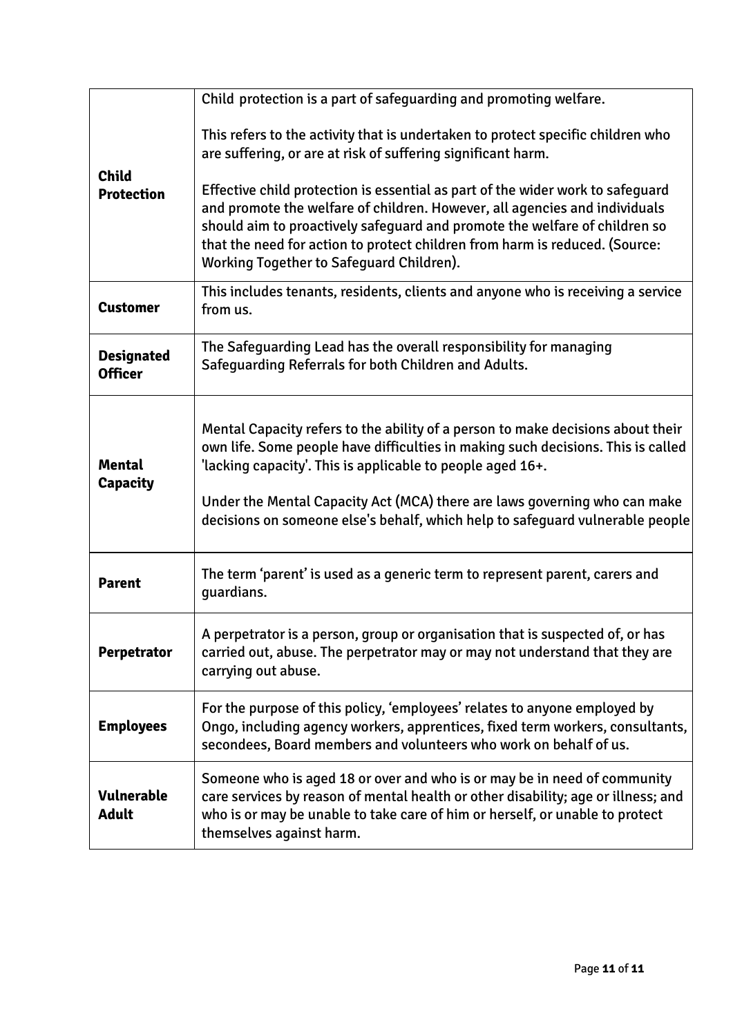| | |
|---|---|
| **Child Protection** | Child protection is a part of safeguarding and promoting welfare.<br><br>This refers to the activity that is undertaken to protect specific children who are suffering, or are at risk of suffering significant harm.<br><br>Effective child protection is essential as part of the wider work to safeguard and promote the welfare of children. However, all agencies and individuals should aim to proactively safeguard and promote the welfare of children so that the need for action to protect children from harm is reduced. (Source: Working Together to Safeguard Children). |
| **Customer** | This includes tenants, residents, clients and anyone who is receiving a service from us. |
| **Designated Officer** | The Safeguarding Lead has the overall responsibility for managing Safeguarding Referrals for both Children and Adults. |
| **Mental Capacity** | Mental Capacity refers to the ability of a person to make decisions about their own life. Some people have difficulties in making such decisions. This is called 'lacking capacity'. This is applicable to people aged 16+.<br><br>Under the Mental Capacity Act (MCA) there are laws governing who can make decisions on someone else's behalf, which help to safeguard vulnerable people |
| **Parent** | The term 'parent' is used as a generic term to represent parent, carers and guardians. |
| **Perpetrator** | A perpetrator is a person, group or organisation that is suspected of, or has carried out, abuse. The perpetrator may or may not understand that they are carrying out abuse. |
| **Employees** | For the purpose of this policy, 'employees' relates to anyone employed by Ongo, including agency workers, apprentices, fixed term workers, consultants, secondees, Board members and volunteers who work on behalf of us. |
| **Vulnerable Adult** | Someone who is aged 18 or over and who is or may be in need of community care services by reason of mental health or other disability; age or illness; and who is or may be unable to take care of him or herself, or unable to protect themselves against harm. |